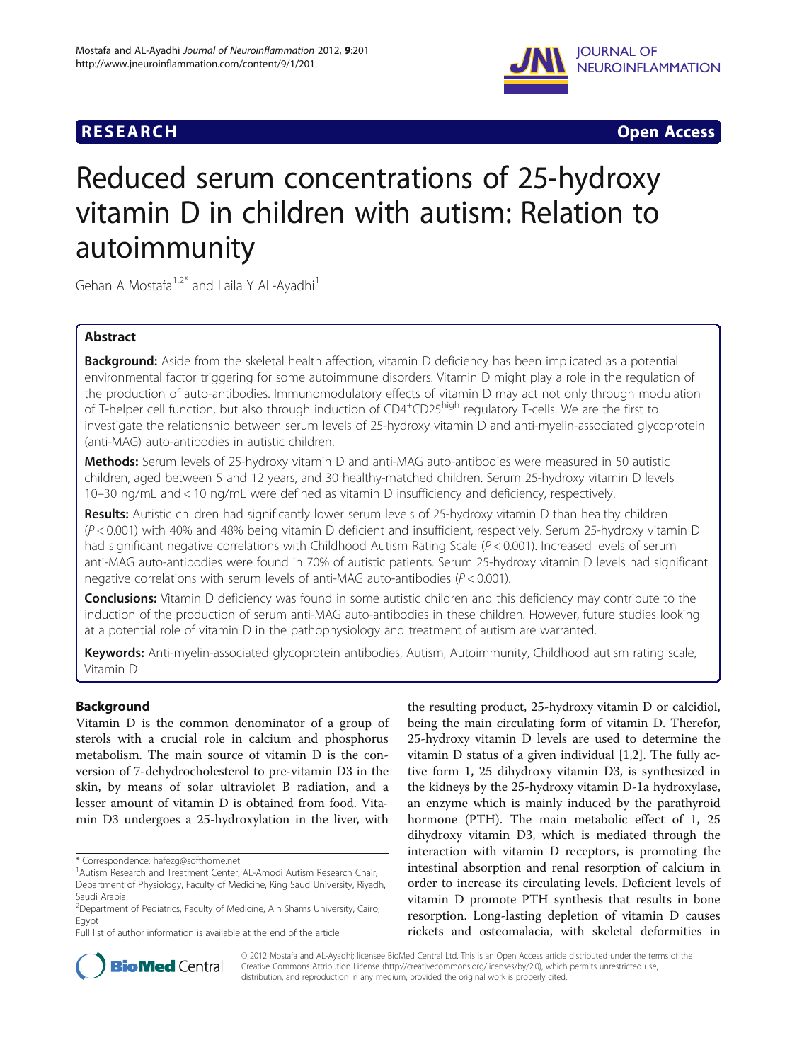RESEARCH Open Access

# Reduced serum concentrations of 25-hydroxy vitamin D in children with autism: Relation to autoimmunity

Gehan A Mostafa[1,2*] and Laila Y AL-Ayadhi[1]

## Abstract

**Background:** Aside from the skeletal health affection, vitamin D deficiency has been implicated as a potential environmental factor triggering for some autoimmune disorders. Vitamin D might play a role in the regulation of the production of auto-antibodies. Immunomodulatory effects of vitamin D may act not only through modulation of T-helper cell function, but also through induction of $CD4^{+}CD25^{high}$ regulatory T-cells. We are the first to investigate the relationship between serum levels of 25-hydroxy vitamin D and anti-myelin-associated glycoprotein (anti-MAG) auto-antibodies in autistic children.

**Methods:** Serum levels of 25-hydroxy vitamin D and anti-MAG auto-antibodies were measured in 50 autistic children, aged between 5 and 12 years, and 30 healthy-matched children. Serum 25-hydroxy vitamin D levels 10–30 ng/mL and < 10 ng/mL were defined as vitamin D insufficiency and deficiency, respectively.

**Results:** Autistic children had significantly lower serum levels of 25-hydroxy vitamin D than healthy children ($P < 0.001$) with 40% and 48% being vitamin D deficient and insufficient, respectively. Serum 25-hydroxy vitamin D had significant negative correlations with Childhood Autism Rating Scale ($P < 0.001$). Increased levels of serum anti-MAG auto-antibodies were found in 70% of autistic patients. Serum 25-hydroxy vitamin D levels had significant negative correlations with serum levels of anti-MAG auto-antibodies ($P < 0.001$).

**Conclusions:** Vitamin D deficiency was found in some autistic children and this deficiency may contribute to the induction of the production of serum anti-MAG auto-antibodies in these children. However, future studies looking at a potential role of vitamin D in the pathophysiology and treatment of autism are warranted.

**Keywords:** Anti-myelin-associated glycoprotein antibodies, Autism, Autoimmunity, Childhood autism rating scale, Vitamin D

## Background

Vitamin D is the common denominator of a group of sterols with a crucial role in calcium and phosphorus metabolism. The main source of vitamin D is the conversion of 7-dehydrocholesterol to pre-vitamin D3 in the skin, by means of solar ultraviolet B radiation, and a lesser amount of vitamin D is obtained from food. Vitamin D3 undergoes a 25-hydroxylation in the liver, with the resulting product, 25-hydroxy vitamin D or calcidiol, being the main circulating form of vitamin D. Therefor, 25-hydroxy vitamin D levels are used to determine the vitamin D status of a given individual [1,2]. The fully active form 1, 25 dihydroxy vitamin D3, is synthesized in the kidneys by the 25-hydroxy vitamin D-1a hydroxylase, an enzyme which is mainly induced by the parathyroid hormone (PTH). The main metabolic effect of 1, 25 dihydroxy vitamin D3, which is mediated through the interaction with vitamin D receptors, is promoting the intestinal absorption and renal resorption of calcium in order to increase its circulating levels. Deficient levels of vitamin D promote PTH synthesis that results in bone resorption. Long-lasting depletion of vitamin D causes rickets and osteomalacia, with skeletal deformities in

* Correspondence: hafezg@softhome.net
[1]Autism Research and Treatment Center, AL-Amodi Autism Research Chair, Department of Physiology, Faculty of Medicine, King Saud University, Riyadh, Saudi Arabia
[2]Department of Pediatrics, Faculty of Medicine, Ain Shams University, Cairo, Egypt
Full list of author information is available at the end of the article

© 2012 Mostafa and AL-Ayadhi; licensee BioMed Central Ltd. This is an Open Access article distributed under the terms of the Creative Commons Attribution License (http://creativecommons.org/licenses/by/2.0), which permits unrestricted use, distribution, and reproduction in any medium, provided the original work is properly cited.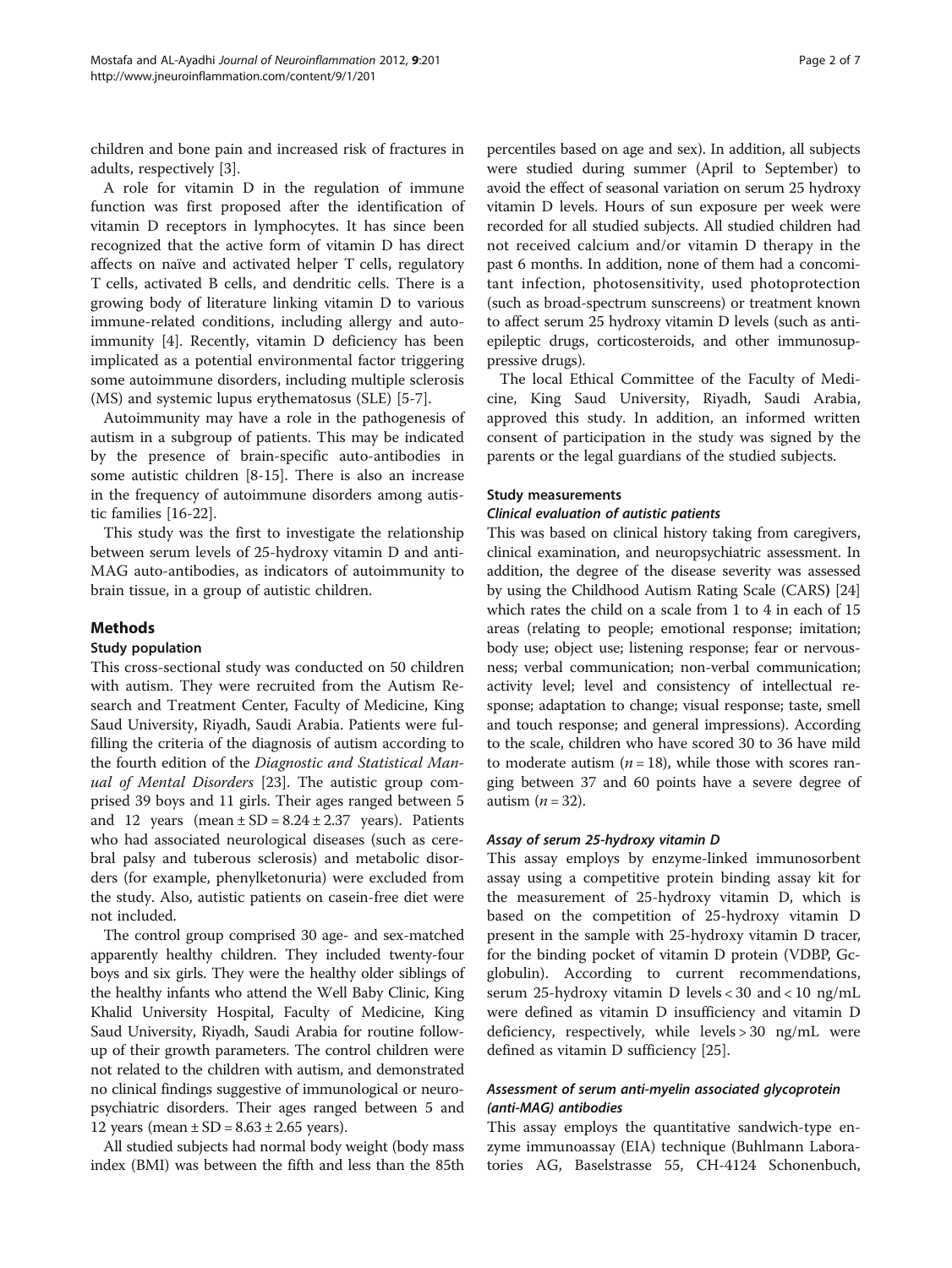children and bone pain and increased risk of fractures in adults, respectively [3].

A role for vitamin D in the regulation of immune function was first proposed after the identification of vitamin D receptors in lymphocytes. It has since been recognized that the active form of vitamin D has direct affects on naïve and activated helper T cells, regulatory T cells, activated B cells, and dendritic cells. There is a growing body of literature linking vitamin D to various immune-related conditions, including allergy and autoimmunity [4]. Recently, vitamin D deficiency has been implicated as a potential environmental factor triggering some autoimmune disorders, including multiple sclerosis (MS) and systemic lupus erythematosus (SLE) [5-7].

Autoimmunity may have a role in the pathogenesis of autism in a subgroup of patients. This may be indicated by the presence of brain-specific auto-antibodies in some autistic children [8-15]. There is also an increase in the frequency of autoimmune disorders among autistic families [16-22].

This study was the first to investigate the relationship between serum levels of 25-hydroxy vitamin D and anti-MAG auto-antibodies, as indicators of autoimmunity to brain tissue, in a group of autistic children.

## Methods

### Study population

This cross-sectional study was conducted on 50 children with autism. They were recruited from the Autism Research and Treatment Center, Faculty of Medicine, King Saud University, Riyadh, Saudi Arabia. Patients were fulfilling the criteria of the diagnosis of autism according to the fourth edition of the *Diagnostic and Statistical Manual of Mental Disorders* [23]. The autistic group comprised 39 boys and 11 girls. Their ages ranged between 5 and 12 years (mean ± SD = 8.24 ± 2.37 years). Patients who had associated neurological diseases (such as cerebral palsy and tuberous sclerosis) and metabolic disorders (for example, phenylketonuria) were excluded from the study. Also, autistic patients on casein-free diet were not included.

The control group comprised 30 age- and sex-matched apparently healthy children. They included twenty-four boys and six girls. They were the healthy older siblings of the healthy infants who attend the Well Baby Clinic, King Khalid University Hospital, Faculty of Medicine, King Saud University, Riyadh, Saudi Arabia for routine follow-up of their growth parameters. The control children were not related to the children with autism, and demonstrated no clinical findings suggestive of immunological or neuropsychiatric disorders. Their ages ranged between 5 and 12 years (mean ± SD = 8.63 ± 2.65 years).

All studied subjects had normal body weight (body mass index (BMI) was between the fifth and less than the 85th percentiles based on age and sex). In addition, all subjects were studied during summer (April to September) to avoid the effect of seasonal variation on serum 25 hydroxy vitamin D levels. Hours of sun exposure per week were recorded for all studied subjects. All studied children had not received calcium and/or vitamin D therapy in the past 6 months. In addition, none of them had a concomitant infection, photosensitivity, used photoprotection (such as broad-spectrum sunscreens) or treatment known to affect serum 25 hydroxy vitamin D levels (such as antiepileptic drugs, corticosteroids, and other immunosuppressive drugs).

The local Ethical Committee of the Faculty of Medicine, King Saud University, Riyadh, Saudi Arabia, approved this study. In addition, an informed written consent of participation in the study was signed by the parents or the legal guardians of the studied subjects.

### Study measurements

#### *Clinical evaluation of autistic patients*

This was based on clinical history taking from caregivers, clinical examination, and neuropsychiatric assessment. In addition, the degree of the disease severity was assessed by using the Childhood Autism Rating Scale (CARS) [24] which rates the child on a scale from 1 to 4 in each of 15 areas (relating to people; emotional response; imitation; body use; object use; listening response; fear or nervousness; verbal communication; non-verbal communication; activity level; level and consistency of intellectual response; adaptation to change; visual response; taste, smell and touch response; and general impressions). According to the scale, children who have scored 30 to 36 have mild to moderate autism ($n = 18$), while those with scores ranging between 37 and 60 points have a severe degree of autism ($n = 32$).

#### *Assay of serum 25-hydroxy vitamin D*

This assay employs by enzyme-linked immunosorbent assay using a competitive protein binding assay kit for the measurement of 25-hydroxy vitamin D, which is based on the competition of 25-hydroxy vitamin D present in the sample with 25-hydroxy vitamin D tracer, for the binding pocket of vitamin D protein (VDBP, Gc-globulin). According to current recommendations, serum 25-hydroxy vitamin D levels < 30 and < 10 ng/mL were defined as vitamin D insufficiency and vitamin D deficiency, respectively, while levels > 30 ng/mL were defined as vitamin D sufficiency [25].

#### *Assessment of serum anti-myelin associated glycoprotein (anti-MAG) antibodies*

This assay employs the quantitative sandwich-type enzyme immunoassay (EIA) technique (Buhlmann Laboratories AG, Baselstrasse 55, CH-4124 Schonenbuch,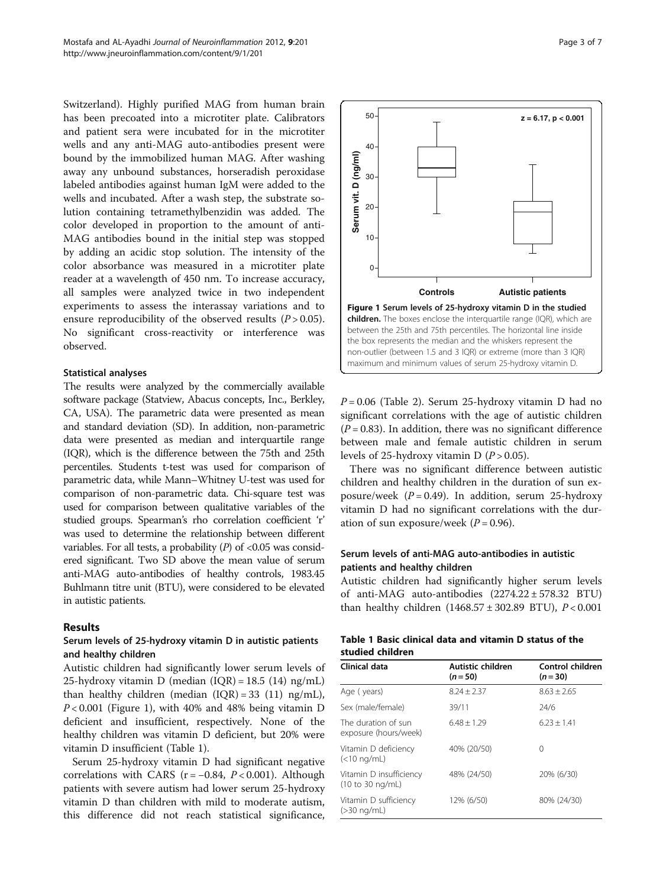Switzerland). Highly purified MAG from human brain has been precoated into a microtiter plate. Calibrators and patient sera were incubated for in the microtiter wells and any anti-MAG auto-antibodies present were bound by the immobilized human MAG. After washing away any unbound substances, horseradish peroxidase labeled antibodies against human IgM were added to the wells and incubated. After a wash step, the substrate solution containing tetramethylbenzidin was added. The color developed in proportion to the amount of anti-MAG antibodies bound in the initial step was stopped by adding an acidic stop solution. The intensity of the color absorbance was measured in a microtiter plate reader at a wavelength of 450 nm. To increase accuracy, all samples were analyzed twice in two independent experiments to assess the interassay variations and to ensure reproducibility of the observed results ($P > 0.05$). No significant cross-reactivity or interference was observed.

### Statistical analyses

The results were analyzed by the commercially available software package (Statview, Abacus concepts, Inc., Berkley, CA, USA). The parametric data were presented as mean and standard deviation (SD). In addition, non-parametric data were presented as median and interquartile range (IQR), which is the difference between the 75th and 25th percentiles. Students t-test was used for comparison of parametric data, while Mann–Whitney U-test was used for comparison of non-parametric data. Chi-square test was used for comparison between qualitative variables of the studied groups. Spearman's rho correlation coefficient 'r' was used to determine the relationship between different variables. For all tests, a probability ($P$) of <0.05 was considered significant. Two SD above the mean value of serum anti-MAG auto-antibodies of healthy controls, 1983.45 Buhlmann titre unit (BTU), were considered to be elevated in autistic patients.

## Results

### Serum levels of 25-hydroxy vitamin D in autistic patients and healthy children

Autistic children had significantly lower serum levels of 25-hydroxy vitamin D (median (IQR) = 18.5 (14) ng/mL) than healthy children (median (IQR) = 33 (11) ng/mL), $P < 0.001$ (Figure 1), with 40% and 48% being vitamin D deficient and insufficient, respectively. None of the healthy children was vitamin D deficient, but 20% were vitamin D insufficient (Table 1).

Serum 25-hydroxy vitamin D had significant negative correlations with CARS ($r = -0.84$, $P < 0.001$). Although patients with severe autism had lower serum 25-hydroxy vitamin D than children with mild to moderate autism, this difference did not reach statistical significance, $P = 0.06$ (Table 2). Serum 25-hydroxy vitamin D had no significant correlations with the age of autistic children ($P = 0.83$). In addition, there was no significant difference between male and female autistic children in serum levels of 25-hydroxy vitamin D ($P > 0.05$).

There was no significant difference between autistic children and healthy children in the duration of sun exposure/week ($P = 0.49$). In addition, serum 25-hydroxy vitamin D had no significant correlations with the duration of sun exposure/week ($P = 0.96$).

z = 6.17, p < 0.001

Serum vit. D (ng/ml)

0
10
20
30
40
50

Controls
Autistic patients

**Figure 1 Serum levels of 25-hydroxy vitamin D in the studied children.** The boxes enclose the interquartile range (IQR), which are between the 25th and 75th percentiles. The horizontal line inside the box represents the median and the whiskers represent the non-outlier (between 1.5 and 3 IQR) or extreme (more than 3 IQR) maximum and minimum values of serum 25-hydroxy vitamin D.

### Serum levels of anti-MAG auto-antibodies in autistic patients and healthy children

Autistic children had significantly higher serum levels of anti-MAG auto-antibodies (2274.22 ± 578.32 BTU) than healthy children (1468.57 ± 302.89 BTU), $P < 0.001$

**Table 1 Basic clinical data and vitamin D status of the studied children**

| Clinical data | Autistic children ($n = 50$) | Control children ($n = 30$) |
|---|---|---|
| Age ( years) | 8.24 ± 2.37 | 8.63 ± 2.65 |
| Sex (male/female) | 39/11 | 24/6 |
| The duration of sun exposure (hours/week) | 6.48 ± 1.29 | 6.23 ± 1.41 |
| Vitamin D deficiency (<10 ng/mL) | 40% (20/50) | 0 |
| Vitamin D insufficiency (10 to 30 ng/mL) | 48% (24/50) | 20% (6/30) |
| Vitamin D sufficiency (>30 ng/mL) | 12% (6/50) | 80% (24/30) |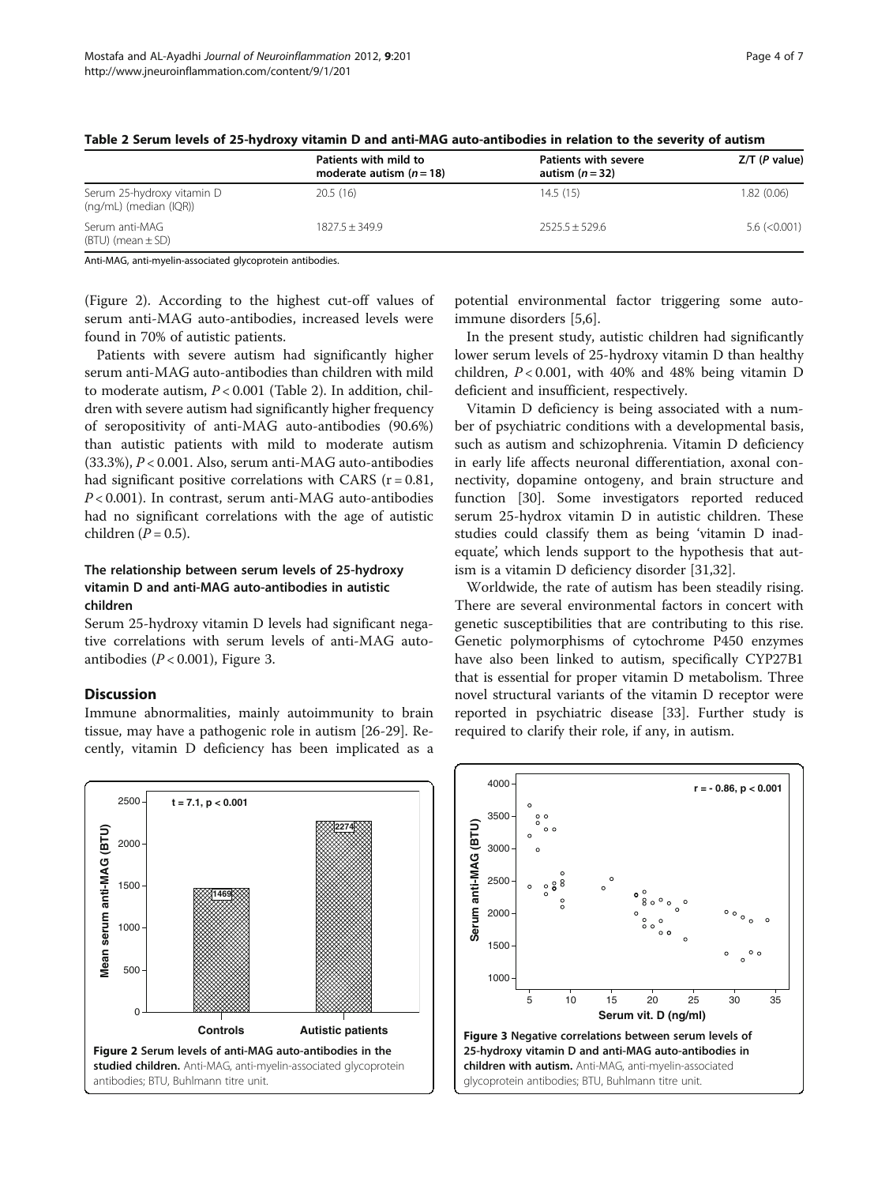**Table 2 Serum levels of 25-hydroxy vitamin D and anti-MAG auto-antibodies in relation to the severity of autism**

| | Patients with mild to moderate autism ($n = 18$) | Patients with severe autism ($n = 32$) | Z/T (P value) |
|---|---|---|---|
| Serum 25-hydroxy vitamin D (ng/mL) (median (IQR)) | 20.5 (16) | 14.5 (15) | 1.82 (0.06) |
| Serum anti-MAG (BTU) (mean ± SD) | 1827.5 ± 349.9 | 2525.5 ± 529.6 | 5.6 (<0.001) |

Anti-MAG, anti-myelin-associated glycoprotein antibodies.

(Figure 2). According to the highest cut-off values of serum anti-MAG auto-antibodies, increased levels were found in 70% of autistic patients.

Patients with severe autism had significantly higher serum anti-MAG auto-antibodies than children with mild to moderate autism, $P < 0.001$ (Table 2). In addition, children with severe autism had significantly higher frequency of seropositivity of anti-MAG auto-antibodies (90.6%) than autistic patients with mild to moderate autism (33.3%), $P < 0.001$. Also, serum anti-MAG auto-antibodies had significant positive correlations with CARS ($r = 0.81$, $P < 0.001$). In contrast, serum anti-MAG auto-antibodies had no significant correlations with the age of autistic children ($P = 0.5$).

### The relationship between serum levels of 25-hydroxy vitamin D and anti-MAG auto-antibodies in autistic children

Serum 25-hydroxy vitamin D levels had significant negative correlations with serum levels of anti-MAG auto-antibodies ($P < 0.001$), Figure 3.

## Discussion

Immune abnormalities, mainly autoimmunity to brain tissue, may have a pathogenic role in autism [26-29]. Recently, vitamin D deficiency has been implicated as a potential environmental factor triggering some autoimmune disorders [5,6].

In the present study, autistic children had significantly lower serum levels of 25-hydroxy vitamin D than healthy children, $P < 0.001$, with 40% and 48% being vitamin D deficient and insufficient, respectively.

Vitamin D deficiency is being associated with a number of psychiatric conditions with a developmental basis, such as autism and schizophrenia. Vitamin D deficiency in early life affects neuronal differentiation, axonal connectivity, dopamine ontogeny, and brain structure and function [30]. Some investigators reported reduced serum 25-hydrox vitamin D in autistic children. These studies could classify them as being 'vitamin D inadequate', which lends support to the hypothesis that autism is a vitamin D deficiency disorder [31,32].

Worldwide, the rate of autism has been steadily rising. There are several environmental factors in concert with genetic susceptibilities that are contributing to this rise. Genetic polymorphisms of cytochrome P450 enzymes have also been linked to autism, specifically CYP27B1 that is essential for proper vitamin D metabolism. Three novel structural variants of the vitamin D receptor were reported in psychiatric disease [33]. Further study is required to clarify their role, if any, in autism.

t = 7.1, p < 0.001

Mean serum anti-MAG (BTU)

2274

1469

Controls

Autistic patients

**Figure 2 Serum levels of anti-MAG auto-antibodies in the studied children.** Anti-MAG, anti-myelin-associated glycoprotein antibodies; BTU, Buhlmann titre unit.

r = - 0.86, p < 0.001

Serum anti-MAG (BTU)

Serum vit. D (ng/ml)

**Figure 3 Negative correlations between serum levels of 25-hydroxy vitamin D and anti-MAG auto-antibodies in children with autism.** Anti-MAG, anti-myelin-associated glycoprotein antibodies; BTU, Buhlmann titre unit.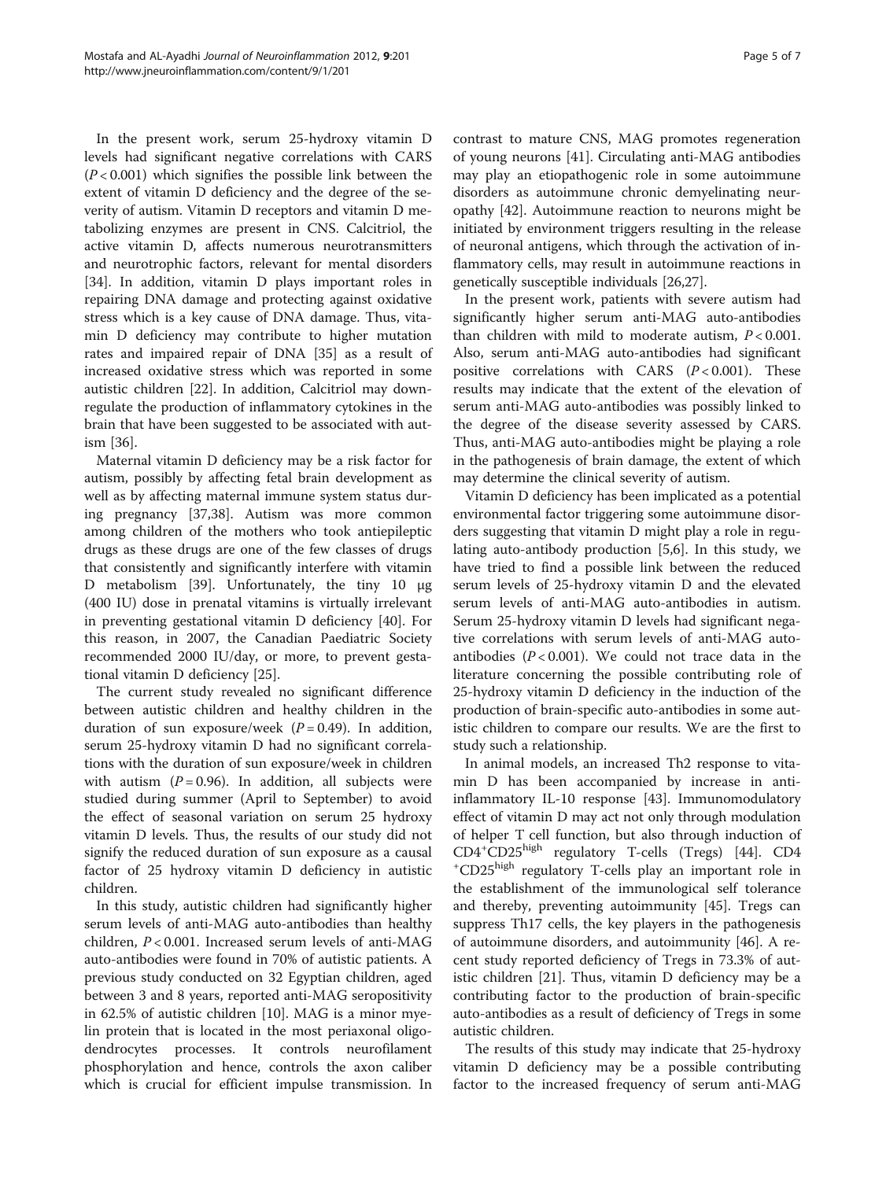In the present work, serum 25-hydroxy vitamin D levels had significant negative correlations with CARS ($P < 0.001$) which signifies the possible link between the extent of vitamin D deficiency and the degree of the severity of autism. Vitamin D receptors and vitamin D metabolizing enzymes are present in CNS. Calcitriol, the active vitamin D, affects numerous neurotransmitters and neurotrophic factors, relevant for mental disorders [34]. In addition, vitamin D plays important roles in repairing DNA damage and protecting against oxidative stress which is a key cause of DNA damage. Thus, vitamin D deficiency may contribute to higher mutation rates and impaired repair of DNA [35] as a result of increased oxidative stress which was reported in some autistic children [22]. In addition, Calcitriol may downregulate the production of inflammatory cytokines in the brain that have been suggested to be associated with autism [36].

Maternal vitamin D deficiency may be a risk factor for autism, possibly by affecting fetal brain development as well as by affecting maternal immune system status during pregnancy [37,38]. Autism was more common among children of the mothers who took antiepileptic drugs as these drugs are one of the few classes of drugs that consistently and significantly interfere with vitamin D metabolism [39]. Unfortunately, the tiny 10 μg (400 IU) dose in prenatal vitamins is virtually irrelevant in preventing gestational vitamin D deficiency [40]. For this reason, in 2007, the Canadian Paediatric Society recommended 2000 IU/day, or more, to prevent gestational vitamin D deficiency [25].

The current study revealed no significant difference between autistic children and healthy children in the duration of sun exposure/week ($P = 0.49$). In addition, serum 25-hydroxy vitamin D had no significant correlations with the duration of sun exposure/week in children with autism ($P = 0.96$). In addition, all subjects were studied during summer (April to September) to avoid the effect of seasonal variation on serum 25 hydroxy vitamin D levels. Thus, the results of our study did not signify the reduced duration of sun exposure as a causal factor of 25 hydroxy vitamin D deficiency in autistic children.

In this study, autistic children had significantly higher serum levels of anti-MAG auto-antibodies than healthy children, $P < 0.001$. Increased serum levels of anti-MAG auto-antibodies were found in 70% of autistic patients. A previous study conducted on 32 Egyptian children, aged between 3 and 8 years, reported anti-MAG seropositivity in 62.5% of autistic children [10]. MAG is a minor myelin protein that is located in the most periaxonal oligodendrocytes processes. It controls neurofilament phosphorylation and hence, controls the axon caliber which is crucial for efficient impulse transmission. In contrast to mature CNS, MAG promotes regeneration of young neurons [41]. Circulating anti-MAG antibodies may play an etiopathogenic role in some autoimmune disorders as autoimmune chronic demyelinating neuropathy [42]. Autoimmune reaction to neurons might be initiated by environment triggers resulting in the release of neuronal antigens, which through the activation of inflammatory cells, may result in autoimmune reactions in genetically susceptible individuals [26,27].

In the present work, patients with severe autism had significantly higher serum anti-MAG auto-antibodies than children with mild to moderate autism, $P < 0.001$. Also, serum anti-MAG auto-antibodies had significant positive correlations with CARS ($P < 0.001$). These results may indicate that the extent of the elevation of serum anti-MAG auto-antibodies was possibly linked to the degree of the disease severity assessed by CARS. Thus, anti-MAG auto-antibodies might be playing a role in the pathogenesis of brain damage, the extent of which may determine the clinical severity of autism.

Vitamin D deficiency has been implicated as a potential environmental factor triggering some autoimmune disorders suggesting that vitamin D might play a role in regulating auto-antibody production [5,6]. In this study, we have tried to find a possible link between the reduced serum levels of 25-hydroxy vitamin D and the elevated serum levels of anti-MAG auto-antibodies in autism. Serum 25-hydroxy vitamin D levels had significant negative correlations with serum levels of anti-MAG auto-antibodies ($P < 0.001$). We could not trace data in the literature concerning the possible contributing role of 25-hydroxy vitamin D deficiency in the induction of the production of brain-specific auto-antibodies in some autistic children to compare our results. We are the first to study such a relationship.

In animal models, an increased Th2 response to vitamin D has been accompanied by increase in anti-inflammatory IL-10 response [43]. Immunomodulatory effect of vitamin D may act not only through modulation of helper T cell function, but also through induction of $CD4^{+}CD25^{high}$ regulatory T-cells (Tregs) [44]. $CD4^{+}CD25^{high}$ regulatory T-cells play an important role in the establishment of the immunological self tolerance and thereby, preventing autoimmunity [45]. Tregs can suppress Th17 cells, the key players in the pathogenesis of autoimmune disorders, and autoimmunity [46]. A recent study reported deficiency of Tregs in 73.3% of autistic children [21]. Thus, vitamin D deficiency may be a contributing factor to the production of brain-specific auto-antibodies as a result of deficiency of Tregs in some autistic children.

The results of this study may indicate that 25-hydroxy vitamin D deficiency may be a possible contributing factor to the increased frequency of serum anti-MAG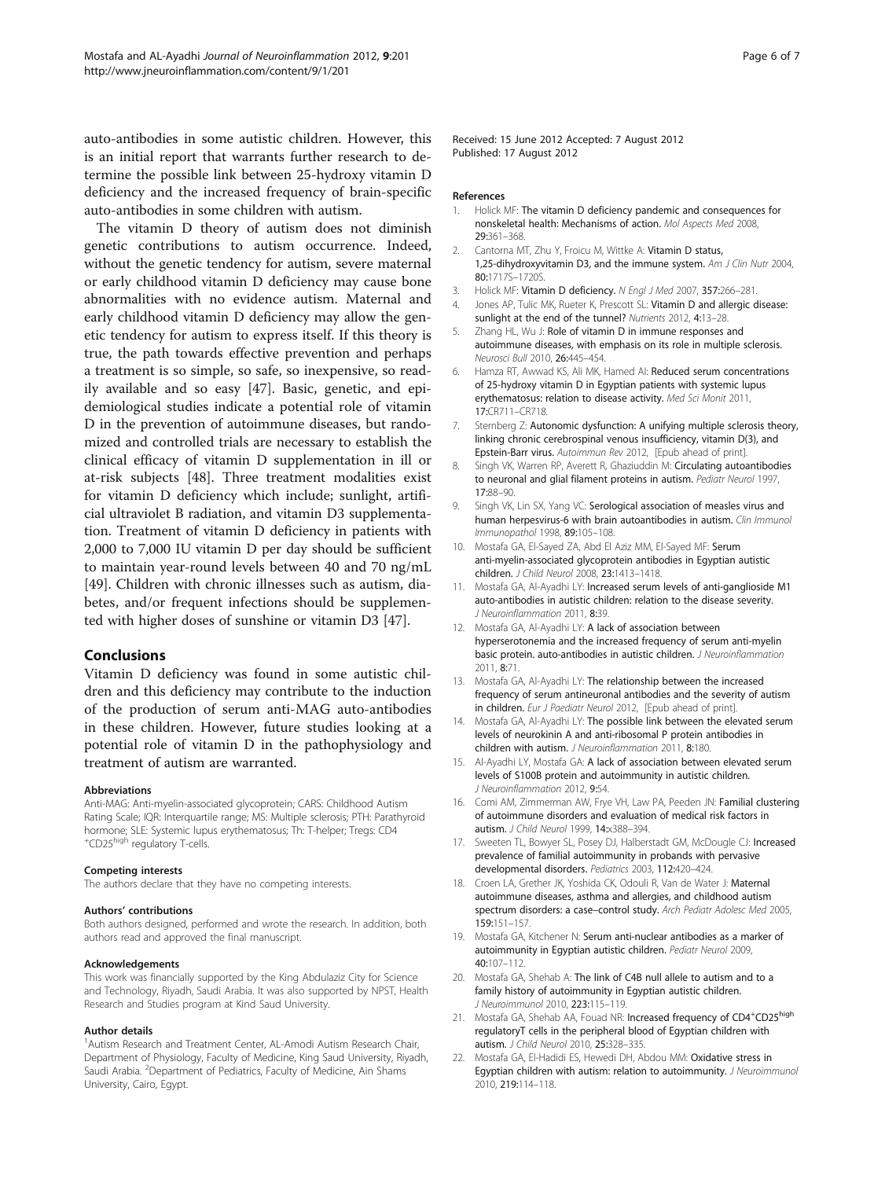auto-antibodies in some autistic children. However, this is an initial report that warrants further research to determine the possible link between 25-hydroxy vitamin D deficiency and the increased frequency of brain-specific auto-antibodies in some children with autism.

The vitamin D theory of autism does not diminish genetic contributions to autism occurrence. Indeed, without the genetic tendency for autism, severe maternal or early childhood vitamin D deficiency may cause bone abnormalities with no evidence autism. Maternal and early childhood vitamin D deficiency may allow the genetic tendency for autism to express itself. If this theory is true, the path towards effective prevention and perhaps a treatment is so simple, so safe, so inexpensive, so readily available and so easy [47]. Basic, genetic, and epidemiological studies indicate a potential role of vitamin D in the prevention of autoimmune diseases, but randomized and controlled trials are necessary to establish the clinical efficacy of vitamin D supplementation in ill or at-risk subjects [48]. Three treatment modalities exist for vitamin D deficiency which include; sunlight, artificial ultraviolet B radiation, and vitamin D3 supplementation. Treatment of vitamin D deficiency in patients with 2,000 to 7,000 IU vitamin D per day should be sufficient to maintain year-round levels between 40 and 70 ng/mL [49]. Children with chronic illnesses such as autism, diabetes, and/or frequent infections should be supplemented with higher doses of sunshine or vitamin D3 [47].

## Conclusions

Vitamin D deficiency was found in some autistic children and this deficiency may contribute to the induction of the production of serum anti-MAG auto-antibodies in these children. However, future studies looking at a potential role of vitamin D in the pathophysiology and treatment of autism are warranted.

#### Abbreviations

Anti-MAG: Anti-myelin-associated glycoprotein; CARS: Childhood Autism Rating Scale; IQR: Interquartile range; MS: Multiple sclerosis; PTH: Parathyroid hormone; SLE: Systemic lupus erythematosus; Th: T-helper; Tregs: CD4 $^{+}$CD25$^{high}$ regulatory T-cells.

#### Competing interests

The authors declare that they have no competing interests.

#### Authors' contributions

Both authors designed, performed and wrote the research. In addition, both authors read and approved the final manuscript.

#### Acknowledgements

This work was financially supported by the King Abdulaziz City for Science and Technology, Riyadh, Saudi Arabia. It was also supported by NPST, Health Research and Studies program at Kind Saud University.

#### Author details

[1]Autism Research and Treatment Center, AL-Amodi Autism Research Chair, Department of Physiology, Faculty of Medicine, King Saud University, Riyadh, Saudi Arabia. [2]Department of Pediatrics, Faculty of Medicine, Ain Shams University, Cairo, Egypt.

Received: 15 June 2012 Accepted: 7 August 2012
Published: 17 August 2012

#### References

1. Holick MF: **The vitamin D deficiency pandemic and consequences for nonskeletal health: Mechanisms of action.** *Mol Aspects Med* 2008, **29:**361–368.
2. Cantorna MT, Zhu Y, Froicu M, Wittke A: **Vitamin D status, 1,25-dihydroxyvitamin D3, and the immune system.** *Am J Clin Nutr* 2004, **80:**1717S–1720S.
3. Holick MF: **Vitamin D deficiency.** *N Engl J Med* 2007, **357:**266–281.
4. Jones AP, Tulic MK, Rueter K, Prescott SL: **Vitamin D and allergic disease: sunlight at the end of the tunnel?** *Nutrients* 2012, **4:**13–28.
5. Zhang HL, Wu J: **Role of vitamin D in immune responses and autoimmune diseases, with emphasis on its role in multiple sclerosis.** *Neurosci Bull* 2010, **26:**445–454.
6. Hamza RT, Awwad KS, Ali MK, Hamed AI: **Reduced serum concentrations of 25-hydroxy vitamin D in Egyptian patients with systemic lupus erythematosus: relation to disease activity.** *Med Sci Monit* 2011, **17:**CR711–CR718.
7. Sternberg Z: **Autonomic dysfunction: A unifying multiple sclerosis theory, linking chronic cerebrospinal venous insufficiency, vitamin D(3), and Epstein-Barr virus.** *Autoimmun Rev* 2012, [Epub ahead of print].
8. Singh VK, Warren RP, Averett R, Ghaziuddin M: **Circulating autoantibodies to neuronal and glial filament proteins in autism.** *Pediatr Neurol* 1997, **17:**88–90.
9. Singh VK, Lin SX, Yang VC: **Serological association of measles virus and human herpesvirus-6 with brain autoantibodies in autism.** *Clin Immunol Immunopathol* 1998, **89:**105–108.
10. Mostafa GA, El-Sayed ZA, Abd El Aziz MM, El-Sayed MF: **Serum anti-myelin-associated glycoprotein antibodies in Egyptian autistic children.** *J Child Neurol* 2008, **23:**1413–1418.
11. Mostafa GA, Al-Ayadhi LY: **Increased serum levels of anti-ganglioside M1 auto-antibodies in autistic children: relation to the disease severity.** *J Neuroinflammation* 2011, **8:**39.
12. Mostafa GA, Al-Ayadhi LY: **A lack of association between hyperserotonemia and the increased frequency of serum anti-myelin basic protein. auto-antibodies in autistic children.** *J Neuroinflammation* 2011, **8:**71.
13. Mostafa GA, Al-Ayadhi LY: **The relationship between the increased frequency of serum antineuronal antibodies and the severity of autism in children.** *Eur J Paediatr Neurol* 2012, [Epub ahead of print].
14. Mostafa GA, Al-Ayadhi LY: **The possible link between the elevated serum levels of neurokinin A and anti-ribosomal P protein antibodies in children with autism.** *J Neuroinflammation* 2011, **8:**180.
15. Al-Ayadhi LY, Mostafa GA: **A lack of association between elevated serum levels of S100B protein and autoimmunity in autistic children.** *J Neuroinflammation* 2012, **9:**54.
16. Comi AM, Zimmerman AW, Frye VH, Law PA, Peeden JN: **Familial clustering of autoimmune disorders and evaluation of medical risk factors in autism.** *J Child Neurol* 1999, **14:**x388–394.
17. Sweeten TL, Bowyer SL, Posey DJ, Halberstadt GM, McDougle CJ: **Increased prevalence of familial autoimmunity in probands with pervasive developmental disorders.** *Pediatrics* 2003, **112:**420–424.
18. Croen LA, Grether JK, Yoshida CK, Odouli R, Van de Water J: **Maternal autoimmune diseases, asthma and allergies, and childhood autism spectrum disorders: a case–control study.** *Arch Pediatr Adolesc Med* 2005, **159:**151–157.
19. Mostafa GA, Kitchener N: **Serum anti-nuclear antibodies as a marker of autoimmunity in Egyptian autistic children.** *Pediatr Neurol* 2009, **40:**107–112.
20. Mostafa GA, Shehab A: **The link of C4B null allele to autism and to a family history of autoimmunity in Egyptian autistic children.** *J Neuroimmunol* 2010, **223:**115–119.
21. Mostafa GA, Shehab AA, Fouad NR: **Increased frequency of CD4$^{+}$CD25$^{high}$ regulatoryT cells in the peripheral blood of Egyptian children with autism.** *J Child Neurol* 2010, **25:**328–335.
22. Mostafa GA, El-Hadidi ES, Hewedi DH, Abdou MM: **Oxidative stress in Egyptian children with autism: relation to autoimmunity.** *J Neuroimmunol* 2010, **219:**114–118.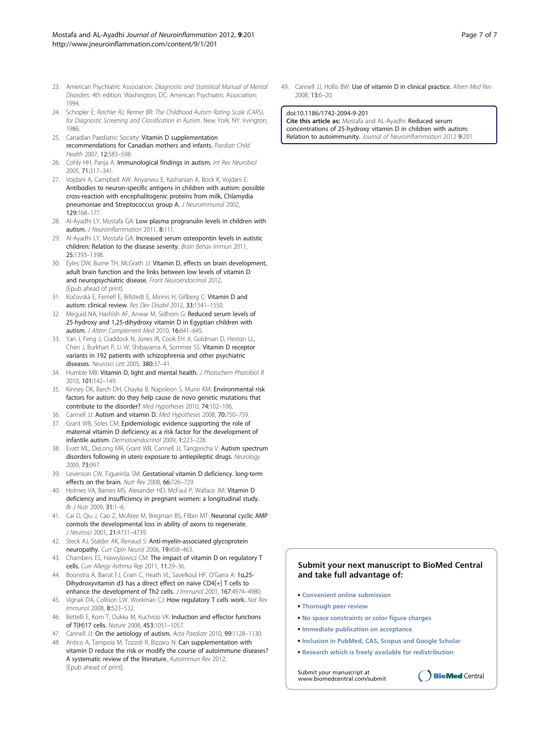23. American Psychiatric Association: *Diagnostic and Statistical Manual of Mental Disorders*. 4th edition. Washington, DC: American Psychiatric Association; 1994.
24. Schopler E: *Reichler RJ, Renner BR: The Childhood Autism Rating Scale (CARS), for Diagnostic Screening and Classification in Autism*. New York, NY: Irvington; 1986.
25. Canadian Paediatric Society: **Vitamin D supplementation recommendations for Canadian mothers and infants.** *Paediatr Child Health* 2007, **12:**583–598.
26. Cohly HH, Panja A: **Immunological findings in autism.** *Int Rev Neurobiol* 2005, **71:**317–341.
27. Vojdani A, Campbell AW, Anyanwu E, Kashanian A, Bock K, Vojdani E: **Antibodies to neuron-specific antigens in children with autism: possible cross-reaction with encephalitogenic proteins from milk, Chlamydia pneumoniae and Streptococcus group A.** *J Neuroimmunol* 2002, **129:**168–177.
28. Al-Ayadhi LY, Mostafa GA: **Low plasma progranulin levels in children with autism.** *J Neuroinflammation* 2011, **8:**111.
29. Al-Ayadhi LY, Mostafa GA: **Increased serum osteopontin levels in autistic children: Relation to the disease severity.** *Brain Behav Immun* 2011, **25:**1393–1398.
30. Eyles DW, Burne TH, McGrath JJ: **Vitamin D, effects on brain development, adult brain function and the links between low levels of vitamin D and neuropsychiatric disease.** *Front Neuroendocrinol* 2012, [Epub ahead of print].
31. Kočovská E, Fernell E, Billstedt E, Minnis H, Gillberg C: **Vitamin D and autism: clinical review.** *Res Dev Disabil* 2012, **33:**1541–1550.
32. Meguid NA, Hashish AF, Anwar M, Sidhom G: **Reduced serum levels of 25-hydroxy and 1,25-dihydroxy vitamin D in Egyptian children with autism.** *J Altern Complement Med* 2010, **16:**641–645.
33. Yan J, Feng J, Craddock N, Jones IR, Cook EH Jr, Goldman D, Heston LL, Chen J, Burkhart P, Li W, Shibayama A, Sommer SS: **Vitamin D receptor variants in 192 patients with schizophrenia and other psychiatric diseases.** *Neurosci Lett* 2005, **380:**37–41.
34. Humble MB: **Vitamin D, light and mental health.** *J Photochem Photobiol B* 2010, **101:**142–149.
35. Kinney DK, Barch DH, Chayka B, Napoleon S, Munir KM: **Environmental risk factors for autism: do they help cause de novo genetic mutations that contribute to the disorder?** *Med Hypotheses* 2010, **74:**102–106.
36. Cannell JJ: **Autism and vitamin D.** *Med Hypotheses* 2008, **70:**750–759.
37. Grant WB, Soles CM: **Epidemiologic evidence supporting the role of maternal vitamin D deficiency as a risk factor for the development of infantile autism.** *Dermatoendocrinol* 2009, **1:**223–228.
38. Evatt ML, DeLong MR, Grant WB, Cannell JJ, Tangpricha V: **Autism spectrum disorders following in utero exposure to antiepileptic drugs.** *Neurology* 2009, **73:**997.
39. Levenson CW, Figueirôa SM: **Gestational vitamin D deficiency. long-term effects on the brain.** *Nutr Rev* 2008, **66:**726–729.
40. Holmes VA, Barnes MS, Alexander HD, McFaul P, Wallace JM: **Vitamin D deficiency and insufficiency in pregnant women: a longitudinal study.** *Br J Nutr* 2009, **31:**1–6.
41. Cai D, Qiu J, Cao Z, McAtee M, Bregman BS, Filbin MT: **Neuronal cyclic AMP controls the developmental loss in ability of axons to regenerate.** *J Neurosci* 2001, **21:**4731–4739.
42. Steck AJ, Stalder AK, Renaud S: **Anti-myelin-associated glycoprotein neuropathy.** *Curr Opin Neurol* 2006, **19:**458–463.
43. Chambers ES, Hawrylowicz CM: **The impact of vitamin D on regulatory T cells.** *Curr Allergy Asthma Rep* 2011, **11:**29–36.
44. Boonstra A, Barrat FJ, Crain C, Heath VL, Savelkoul HF, O'Garra A: **1α,25-Dihydroxyvitamin d3 has a direct effect on naive CD4[+] T cells to enhance the development of Th2 cells.** *J Immunol* 2001, **167:**4974–4980.
45. Vignali DA, Collison LW, Workman CJ: **How regulatory T cells work.** *Nat Rev Immunol* 2008, **8:**523–532.
46. Bettelli E, Korn T, Oukka M, Kuchroo VK: **Induction and effector functions of T(H)17 cells.** *Nature* 2008, **453:**1051–1057.
47. Cannell JJ: **On the aetiology of autism.** *Acta Paediatr* 2010, **99:**1128–1130.
48. Antico A, Tampoia M, Tozzoli R, Bizzaro N: **Can supplementation with vitamin D reduce the risk or modify the course of autoimmune diseases? A systematic review of the literature.** *Autoimmun Rev* 2012, [Epub ahead of print].
49. Cannell JJ, Hollis BW: **Use of vitamin D in clinical practice.** *Altern Med Rev* 2008, **13:**6–20.

doi:10.1186/1742-2094-9-201

**Cite this article as:** Mostafa and AL-Ayadhi: Reduced serum concentrations of 25-hydroxy vitamin D in children with autism: Relation to autoimmunity. *Journal of Neuroinflammation* 2012 **9**:201.

**Submit your next manuscript to BioMed Central and take full advantage of:**

- **Convenient online submission**
- **Thorough peer review**
- **No space constraints or color figure charges**
- **Immediate publication on acceptance**
- **Inclusion in PubMed, CAS, Scopus and Google Scholar**
- **Research which is freely available for redistribution**

Submit your manuscript at www.biomedcentral.com/submit